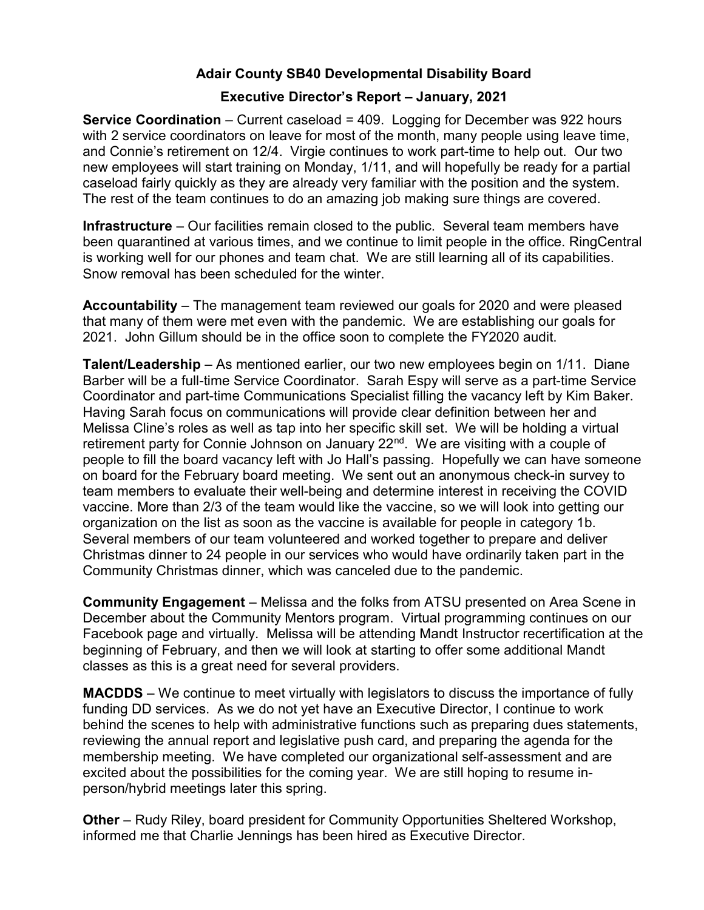**Adair County SB40 Developmental Disability Board**

**Executive Director's Report – January, 2021**

**Service Coordination** – Current caseload = 409. Logging for December was 922 hours with 2 service coordinators on leave for most of the month, many people using leave time, and Connie's retirement on 12/4. Virgie continues to work part-time to help out. Our two new employees will start training on Monday, 1/11, and will hopefully be ready for a partial caseload fairly quickly as they are already very familiar with the position and the system. The rest of the team continues to do an amazing job making sure things are covered.

**Infrastructure** – Our facilities remain closed to the public. Several team members have been quarantined at various times, and we continue to limit people in the office. RingCentral is working well for our phones and team chat. We are still learning all of its capabilities. Snow removal has been scheduled for the winter.

**Accountability** – The management team reviewed our goals for 2020 and were pleased that many of them were met even with the pandemic. We are establishing our goals for 2021. John Gillum should be in the office soon to complete the FY2020 audit.

**Talent/Leadership** – As mentioned earlier, our two new employees begin on 1/11. Diane Barber will be a full-time Service Coordinator. Sarah Espy will serve as a part-time Service Coordinator and part-time Communications Specialist filling the vacancy left by Kim Baker. Having Sarah focus on communications will provide clear definition between her and Melissa Cline's roles as well as tap into her specific skill set. We will be holding a virtual retirement party for Connie Johnson on January 22nd. We are visiting with a couple of people to fill the board vacancy left with Jo Hall's passing. Hopefully we can have someone on board for the February board meeting. We sent out an anonymous check-in survey to team members to evaluate their well-being and determine interest in receiving the COVID vaccine. More than 2/3 of the team would like the vaccine, so we will look into getting our organization on the list as soon as the vaccine is available for people in category 1b. Several members of our team volunteered and worked together to prepare and deliver Christmas dinner to 24 people in our services who would have ordinarily taken part in the Community Christmas dinner, which was canceled due to the pandemic.

**Community Engagement** – Melissa and the folks from ATSU presented on Area Scene in December about the Community Mentors program. Virtual programming continues on our Facebook page and virtually. Melissa will be attending Mandt Instructor recertification at the beginning of February, and then we will look at starting to offer some additional Mandt classes as this is a great need for several providers.

**MACDDS** – We continue to meet virtually with legislators to discuss the importance of fully funding DD services. As we do not yet have an Executive Director, I continue to work behind the scenes to help with administrative functions such as preparing dues statements, reviewing the annual report and legislative push card, and preparing the agenda for the membership meeting. We have completed our organizational self-assessment and are excited about the possibilities for the coming year. We are still hoping to resume in-person/hybrid meetings later this spring.

**Other** – Rudy Riley, board president for Community Opportunities Sheltered Workshop, informed me that Charlie Jennings has been hired as Executive Director.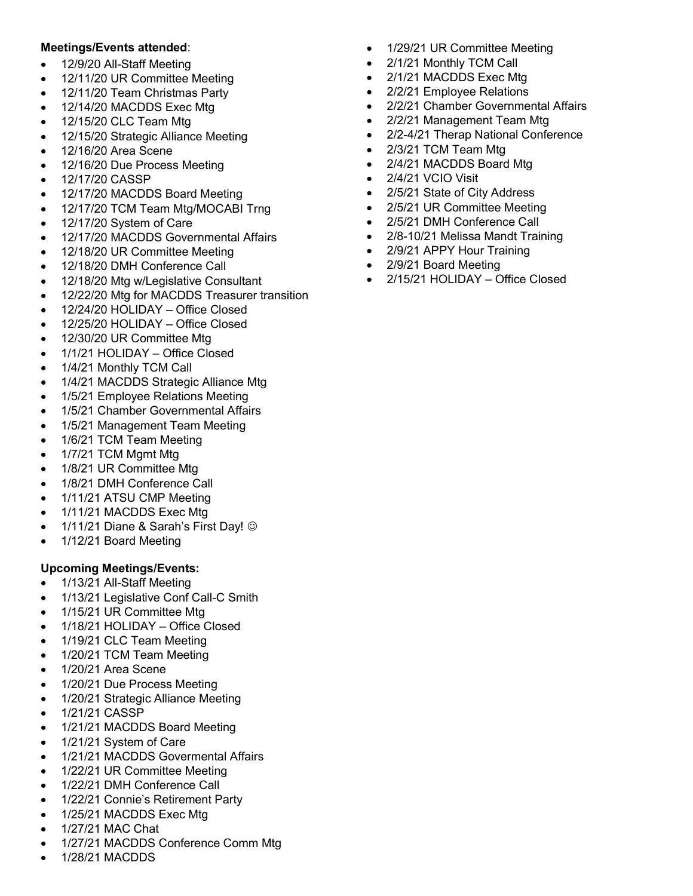**Meetings/Events attended**:

- 12/9/20 All-Staff Meeting
- 12/11/20 UR Committee Meeting
- 12/11/20 Team Christmas Party
- 12/14/20 MACDDS Exec Mtg
- 12/15/20 CLC Team Mtg
- 12/15/20 Strategic Alliance Meeting
- 12/16/20 Area Scene
- 12/16/20 Due Process Meeting
- 12/17/20 CASSP
- 12/17/20 MACDDS Board Meeting
- 12/17/20 TCM Team Mtg/MOCABI Trng
- 12/17/20 System of Care
- 12/17/20 MACDDS Governmental Affairs
- 12/18/20 UR Committee Meeting
- 12/18/20 DMH Conference Call
- 12/18/20 Mtg w/Legislative Consultant
- 12/22/20 Mtg for MACDDS Treasurer transition
- 12/24/20 HOLIDAY – Office Closed
- 12/25/20 HOLIDAY – Office Closed
- 12/30/20 UR Committee Mtg
- 1/1/21 HOLIDAY – Office Closed
- 1/4/21 Monthly TCM Call
- 1/4/21 MACDDS Strategic Alliance Mtg
- 1/5/21 Employee Relations Meeting
- 1/5/21 Chamber Governmental Affairs
- 1/5/21 Management Team Meeting
- 1/6/21 TCM Team Meeting
- 1/7/21 TCM Mgmt Mtg
- 1/8/21 UR Committee Mtg
- 1/8/21 DMH Conference Call
- 1/11/21 ATSU CMP Meeting
- 1/11/21 MACDDS Exec Mtg
- 1/11/21 Diane & Sarah's First Day! ☺
- 1/12/21 Board Meeting

**Upcoming Meetings/Events:**

- 1/13/21 All-Staff Meeting
- 1/13/21 Legislative Conf Call-C Smith
- 1/15/21 UR Committee Mtg
- 1/18/21 HOLIDAY – Office Closed
- 1/19/21 CLC Team Meeting
- 1/20/21 TCM Team Meeting
- 1/20/21 Area Scene
- 1/20/21 Due Process Meeting
- 1/20/21 Strategic Alliance Meeting
- 1/21/21 CASSP
- 1/21/21 MACDDS Board Meeting
- 1/21/21 System of Care
- 1/21/21 MACDDS Govermental Affairs
- 1/22/21 UR Committee Meeting
- 1/22/21 DMH Conference Call
- 1/22/21 Connie's Retirement Party
- 1/25/21 MACDDS Exec Mtg
- 1/27/21 MAC Chat
- 1/27/21 MACDDS Conference Comm Mtg
- 1/28/21 MACDDS
- 1/29/21 UR Committee Meeting
- 2/1/21 Monthly TCM Call
- 2/1/21 MACDDS Exec Mtg
- 2/2/21 Employee Relations
- 2/2/21 Chamber Governmental Affairs
- 2/2/21 Management Team Mtg
- 2/2-4/21 Therap National Conference
- 2/3/21 TCM Team Mtg
- 2/4/21 MACDDS Board Mtg
- 2/4/21 VCIO Visit
- 2/5/21 State of City Address
- 2/5/21 UR Committee Meeting
- 2/5/21 DMH Conference Call
- 2/8-10/21 Melissa Mandt Training
- 2/9/21 APPY Hour Training
- 2/9/21 Board Meeting
- 2/15/21 HOLIDAY – Office Closed